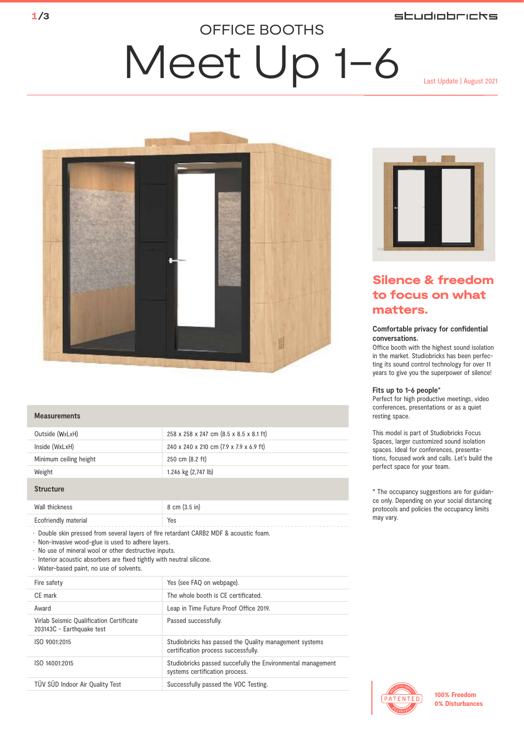# OFFICE BOOTHS

# Meet Up 1–6

Last Update | August 2021

| Measurements | |
|---|---|
| Outside (WxLxH) | 258 x 258 x 247 cm (8.5 x 8.5 x 8.1 ft) |
| Inside (WxLxH) | 240 x 240 x 210 cm (7.9 x 7.9 x 6.9 ft) |
| Minimum ceiling height | 250 cm (8.2 ft) |
| Weight | 1.246 kg (2,747 lb) |

| Structure | |
|---|---|
| Wall thickness | 8 cm (3.5 in) |
| Ecofriendly material | Yes |

- Double skin pressed from several layers of fire retardant CARB2 MDF & acoustic foam.
- Non-invasive wood-glue is used to adhere layers.
- No use of mineral wool or other destructive inputs.
- Interior acoustic absorbers are fixed tightly with neutral silicone.
- Water-based paint, no use of solvents.

| | |
|---|---|
| Fire safety | Yes (see FAQ on webpage). |
| CE mark | The whole booth is CE certificated. |
| Award | Leap in Time Future Proof Office 2019. |
| Virlab Seismic Qualification Certificate 203143C - Earthquake test | Passed successfully. |
| ISO 9001:2015 | Studiobricks has passed the Quality management systems certification process successfully. |
| ISO 14001:2015 | Studiobricks passed succefully the Environmental management systems certification process. |
| TÜV SÜD Indoor Air Quality Test | Successfully passed the VOC Testing. |

## Silence & freedom to focus on what matters.

**Comfortable privacy for confidential conversations.**
Office booth with the highest sound isolation in the market. Studiobricks has been perfecting its sound control technology for over 11 years to give you the superpower of silence!

**Fits up to 1-6 people***
Perfect for high productive meetings, video conferences, presentations or as a quiet resting space.

This model is part of Studiobricks Focus Spaces, larger customized sound isolation spaces. Ideal for conferences, presentations, focused work and calls. Let's build the perfect space for your team.

* The occupancy suggestions are for guidance only. Depending on your social distancing protocols and policies the occupancy limits may vary.

PATENTED

**100% Freedom**
**0% Disturbances**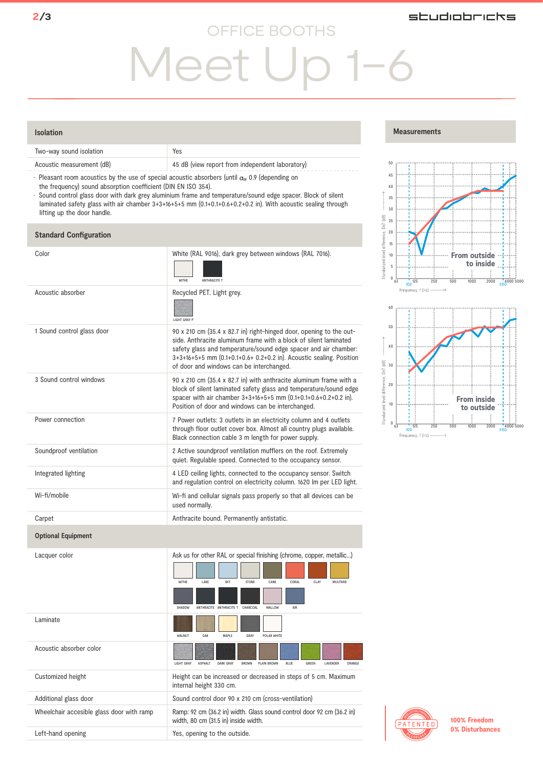OFFICE BOOTHS

# Meet Up 1–6

## Isolation

| | |
|---|---|
| Two-way sound isolation | Yes |
| Acoustic measurement (dB) | 45 dB (view report from independent laboratory) |

- Pleasant room acoustics by the use of special acoustic absorbers (until $\alpha_w$ 0.9 (depending on the frequency) sound absorption coefficient (DIN EN ISO 354).
- Sound control glass door with dark grey aluminium frame and temperature/sound edge spacer. Block of silent laminated safety glass with air chamber 3+3+16+5+5 mm (0.1+0.1+0.6+0.2+0.2 in). With acoustic sealing through lifting up the door handle.

## Standard Configuration

| | |
|---|---|
| Color | White (RAL 9016), dark grey between windows (RAL 7016). WITHE, ANTHRACITE T |
| Acoustic absorber | Recycled PET. Light grey. LIGHT GRAY P |
| 1 Sound control glass door | 90 x 210 cm (35.4 x 82.7 in) right-hinged door, opening to the outside. Anthracite aluminum frame with a block of silent laminated safety glass and temperature/sound edge spacer and air chamber: 3+3+16+5+5 mm (0.1+0.1+0.6+ 0.2+0.2 in). Acoustic sealing. Position of door and windows can be interchanged. |
| 3 Sound control windows | 90 x 210 cm (35.4 x 82.7 in) with anthracite aluminum frame with a block of silent laminated safety glass and temperature/sound edge spacer with air chamber 3+3+16+5+5 mm (0.1+0.1+0.6+0.2+0.2 in). Position of door and windows can be interchanged. |
| Power connection | 7 Power outlets: 3 outlets in an electricity column and 4 outlets through floor outlet cover box. Almost all country plugs available. Black connection cable 3 m length for power supply. |
| Soundproof ventilation | 2 Active soundproof ventilation mufflers on the roof. Extremely quiet. Regulable speed. Connected to the occupancy sensor. |
| Integrated lighting | 4 LED ceiling lights, connected to the occupancy sensor. Switch and regulation control on electricity column. 1620 lm per LED light. |
| Wi-fi/mobile | Wi-fi and cellular signals pass properly so that all devices can be used normally. |
| Carpet | Anthracite bound. Permanently antistatic. |

## Optional Equipment

| | |
|---|---|
| Lacquer color | Ask us for other RAL or special finishing (chrome, copper, metallic...) WITHE, LAKE, SKY, STONE, CANE, CORAL, CLAY, MUUTARD, SHADOW, ANTHRACITE, ANTHRACITE T, CHARCOAL, MALLOW, AIR |
| Laminate | WALNUT, OAK, MAPLE, GRAY, POLAR WHITE |
| Acoustic absorber color | LIGHT GRAY, ASPHALT, DARK GRAY, BROWN, PLAIN BROWN, BLUE, GREEN, LAVENDER, ORANGE |
| Customized height | Height can be increased or decreased in steps of 5 cm. Maximum internal height 330 cm. |
| Additional glass door | Sound control door 90 x 210 cm (cross-ventilation) |
| Wheelchair accesible glass door with ramp | Ramp: 92 cm (36.2 in) width. Glass sound control door 92 cm (36.2 in) width, 80 cm (31.5 in) inside width. |
| Left-hand opening | Yes, opening to the outside. |

## Measurements

Chart 1: From outside to inside — Standarized level difference, DnT (dB) vs Frequency, f (Hz)

Chart 2: From inside to outside — Standarized level difference, DnT (dB) vs Frequency, f (Hz)

PATENTED

100% Freedom
0% Disturbances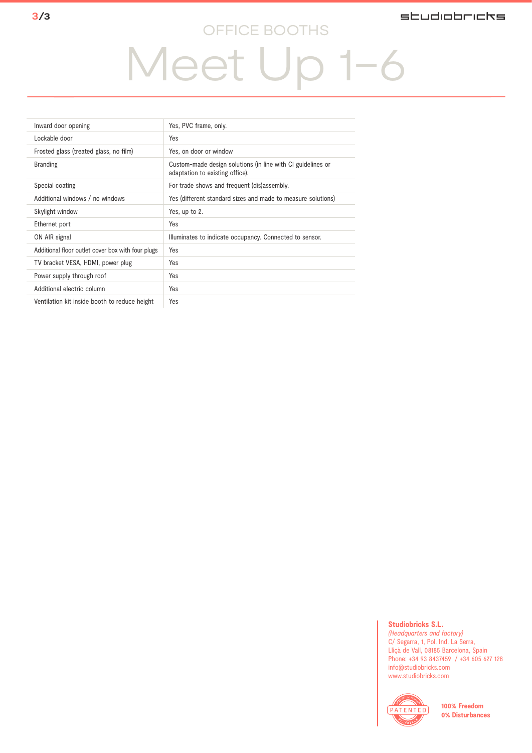OFFICE BOOTHS

# Meet Up 1–6

| | |
|---|---|
| Inward door opening | Yes, PVC frame, only. |
| Lockable door | Yes |
| Frosted glass (treated glass, no film) | Yes, on door or window |
| Branding | Custom-made design solutions (in line with CI guidelines or adaptation to existing office). |
| Special coating | For trade shows and frequent (dis)assembly. |
| Additional windows / no windows | Yes (different standard sizes and made to measure solutions) |
| Skylight window | Yes, up to 2. |
| Ethernet port | Yes |
| ON AIR signal | Illuminates to indicate occupancy. Connected to sensor. |
| Additional floor outlet cover box with four plugs | Yes |
| TV bracket VESA, HDMI, power plug | Yes |
| Power supply through roof | Yes |
| Additional electric column | Yes |
| Ventilation kit inside booth to reduce height | Yes |

**Studiobricks S.L.**
*(Headquarters and factory)*
C/ Segarra, 1, Pol. Ind. La Serra,
Lliçà de Vall, 08185 Barcelona, Spain
Phone: +34 93 8437459 / +34 605 627 128
info@studiobricks.com
www.studiobricks.com

PATENTED

**100% Freedom**
**0% Disturbances**